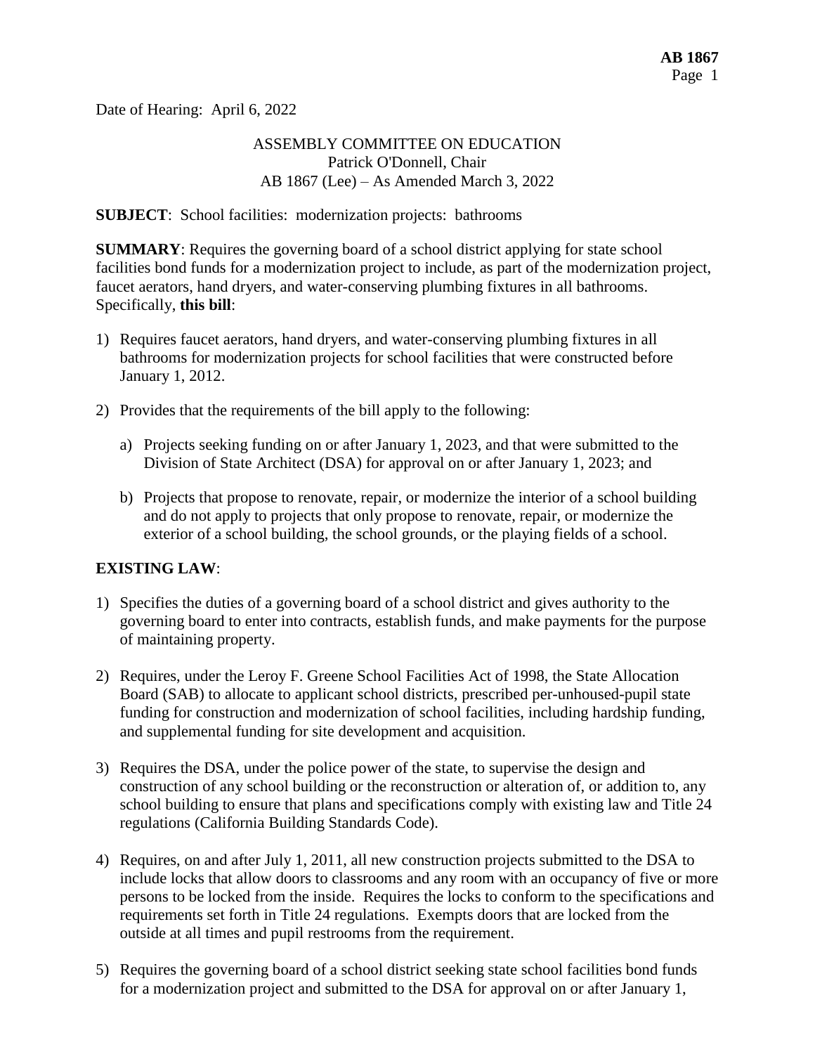Date of Hearing: April 6, 2022

ASSEMBLY COMMITTEE ON EDUCATION
Patrick O'Donnell, Chair
AB 1867 (Lee) – As Amended March 3, 2022

**SUBJECT**: School facilities: modernization projects: bathrooms

**SUMMARY**: Requires the governing board of a school district applying for state school facilities bond funds for a modernization project to include, as part of the modernization project, faucet aerators, hand dryers, and water-conserving plumbing fixtures in all bathrooms. Specifically, **this bill**:

1) Requires faucet aerators, hand dryers, and water-conserving plumbing fixtures in all bathrooms for modernization projects for school facilities that were constructed before January 1, 2012.

2) Provides that the requirements of the bill apply to the following:

   a) Projects seeking funding on or after January 1, 2023, and that were submitted to the Division of State Architect (DSA) for approval on or after January 1, 2023; and

   b) Projects that propose to renovate, repair, or modernize the interior of a school building and do not apply to projects that only propose to renovate, repair, or modernize the exterior of a school building, the school grounds, or the playing fields of a school.

**EXISTING LAW**:

1) Specifies the duties of a governing board of a school district and gives authority to the governing board to enter into contracts, establish funds, and make payments for the purpose of maintaining property.

2) Requires, under the Leroy F. Greene School Facilities Act of 1998, the State Allocation Board (SAB) to allocate to applicant school districts, prescribed per-unhoused-pupil state funding for construction and modernization of school facilities, including hardship funding, and supplemental funding for site development and acquisition.

3) Requires the DSA, under the police power of the state, to supervise the design and construction of any school building or the reconstruction or alteration of, or addition to, any school building to ensure that plans and specifications comply with existing law and Title 24 regulations (California Building Standards Code).

4) Requires, on and after July 1, 2011, all new construction projects submitted to the DSA to include locks that allow doors to classrooms and any room with an occupancy of five or more persons to be locked from the inside. Requires the locks to conform to the specifications and requirements set forth in Title 24 regulations. Exempts doors that are locked from the outside at all times and pupil restrooms from the requirement.

5) Requires the governing board of a school district seeking state school facilities bond funds for a modernization project and submitted to the DSA for approval on or after January 1,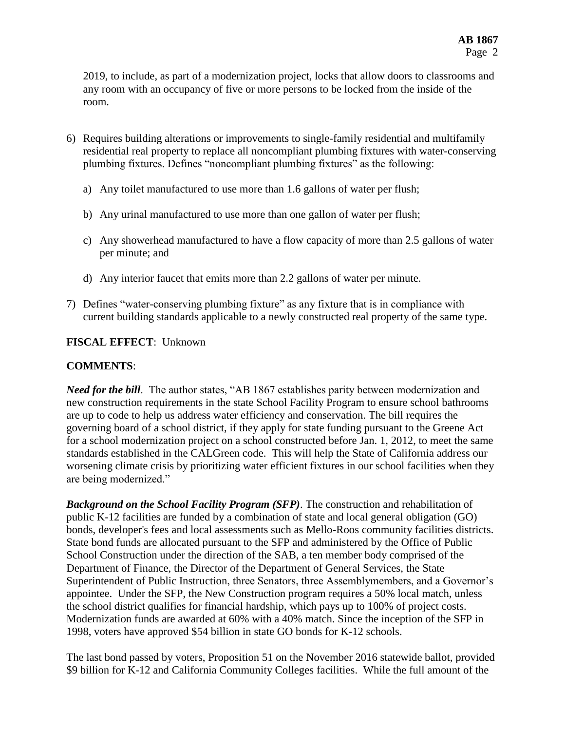2019, to include, as part of a modernization project, locks that allow doors to classrooms and any room with an occupancy of five or more persons to be locked from the inside of the room.

6) Requires building alterations or improvements to single-family residential and multifamily residential real property to replace all noncompliant plumbing fixtures with water-conserving plumbing fixtures. Defines "noncompliant plumbing fixtures" as the following:

   a) Any toilet manufactured to use more than 1.6 gallons of water per flush;

   b) Any urinal manufactured to use more than one gallon of water per flush;

   c) Any showerhead manufactured to have a flow capacity of more than 2.5 gallons of water per minute; and

   d) Any interior faucet that emits more than 2.2 gallons of water per minute.

7) Defines "water-conserving plumbing fixture" as any fixture that is in compliance with current building standards applicable to a newly constructed real property of the same type.

**FISCAL EFFECT**: Unknown

**COMMENTS**:

***Need for the bill***. The author states, "AB 1867 establishes parity between modernization and new construction requirements in the state School Facility Program to ensure school bathrooms are up to code to help us address water efficiency and conservation. The bill requires the governing board of a school district, if they apply for state funding pursuant to the Greene Act for a school modernization project on a school constructed before Jan. 1, 2012, to meet the same standards established in the CALGreen code. This will help the State of California address our worsening climate crisis by prioritizing water efficient fixtures in our school facilities when they are being modernized."

***Background on the School Facility Program (SFP)***. The construction and rehabilitation of public K-12 facilities are funded by a combination of state and local general obligation (GO) bonds, developer's fees and local assessments such as Mello-Roos community facilities districts. State bond funds are allocated pursuant to the SFP and administered by the Office of Public School Construction under the direction of the SAB, a ten member body comprised of the Department of Finance, the Director of the Department of General Services, the State Superintendent of Public Instruction, three Senators, three Assemblymembers, and a Governor's appointee. Under the SFP, the New Construction program requires a 50% local match, unless the school district qualifies for financial hardship, which pays up to 100% of project costs. Modernization funds are awarded at 60% with a 40% match. Since the inception of the SFP in 1998, voters have approved $54 billion in state GO bonds for K-12 schools.

The last bond passed by voters, Proposition 51 on the November 2016 statewide ballot, provided $9 billion for K-12 and California Community Colleges facilities. While the full amount of the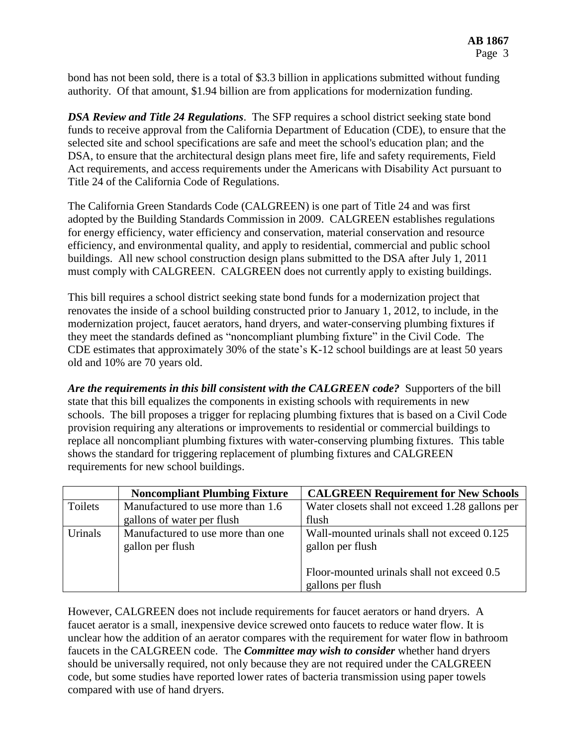bond has not been sold, there is a total of $3.3 billion in applications submitted without funding authority. Of that amount, $1.94 billion are from applications for modernization funding.

***DSA Review and Title 24 Regulations***. The SFP requires a school district seeking state bond funds to receive approval from the California Department of Education (CDE), to ensure that the selected site and school specifications are safe and meet the school's education plan; and the DSA, to ensure that the architectural design plans meet fire, life and safety requirements, Field Act requirements, and access requirements under the Americans with Disability Act pursuant to Title 24 of the California Code of Regulations.

The California Green Standards Code (CALGREEN) is one part of Title 24 and was first adopted by the Building Standards Commission in 2009. CALGREEN establishes regulations for energy efficiency, water efficiency and conservation, material conservation and resource efficiency, and environmental quality, and apply to residential, commercial and public school buildings. All new school construction design plans submitted to the DSA after July 1, 2011 must comply with CALGREEN. CALGREEN does not currently apply to existing buildings.

This bill requires a school district seeking state bond funds for a modernization project that renovates the inside of a school building constructed prior to January 1, 2012, to include, in the modernization project, faucet aerators, hand dryers, and water-conserving plumbing fixtures if they meet the standards defined as "noncompliant plumbing fixture" in the Civil Code. The CDE estimates that approximately 30% of the state's K-12 school buildings are at least 50 years old and 10% are 70 years old.

***Are the requirements in this bill consistent with the CALGREEN code?*** Supporters of the bill state that this bill equalizes the components in existing schools with requirements in new schools. The bill proposes a trigger for replacing plumbing fixtures that is based on a Civil Code provision requiring any alterations or improvements to residential or commercial buildings to replace all noncompliant plumbing fixtures with water-conserving plumbing fixtures. This table shows the standard for triggering replacement of plumbing fixtures and CALGREEN requirements for new school buildings.

| | **Noncompliant Plumbing Fixture** | **CALGREEN Requirement for New Schools** |
|---|---|---|
| Toilets | Manufactured to use more than 1.6 gallons of water per flush | Water closets shall not exceed 1.28 gallons per flush |
| Urinals | Manufactured to use more than one gallon per flush | Wall-mounted urinals shall not exceed 0.125 gallon per flush<br><br>Floor-mounted urinals shall not exceed 0.5 gallons per flush |

However, CALGREEN does not include requirements for faucet aerators or hand dryers. A faucet aerator is a small, inexpensive device screwed onto faucets to reduce water flow. It is unclear how the addition of an aerator compares with the requirement for water flow in bathroom faucets in the CALGREEN code. The ***Committee may wish to consider*** whether hand dryers should be universally required, not only because they are not required under the CALGREEN code, but some studies have reported lower rates of bacteria transmission using paper towels compared with use of hand dryers.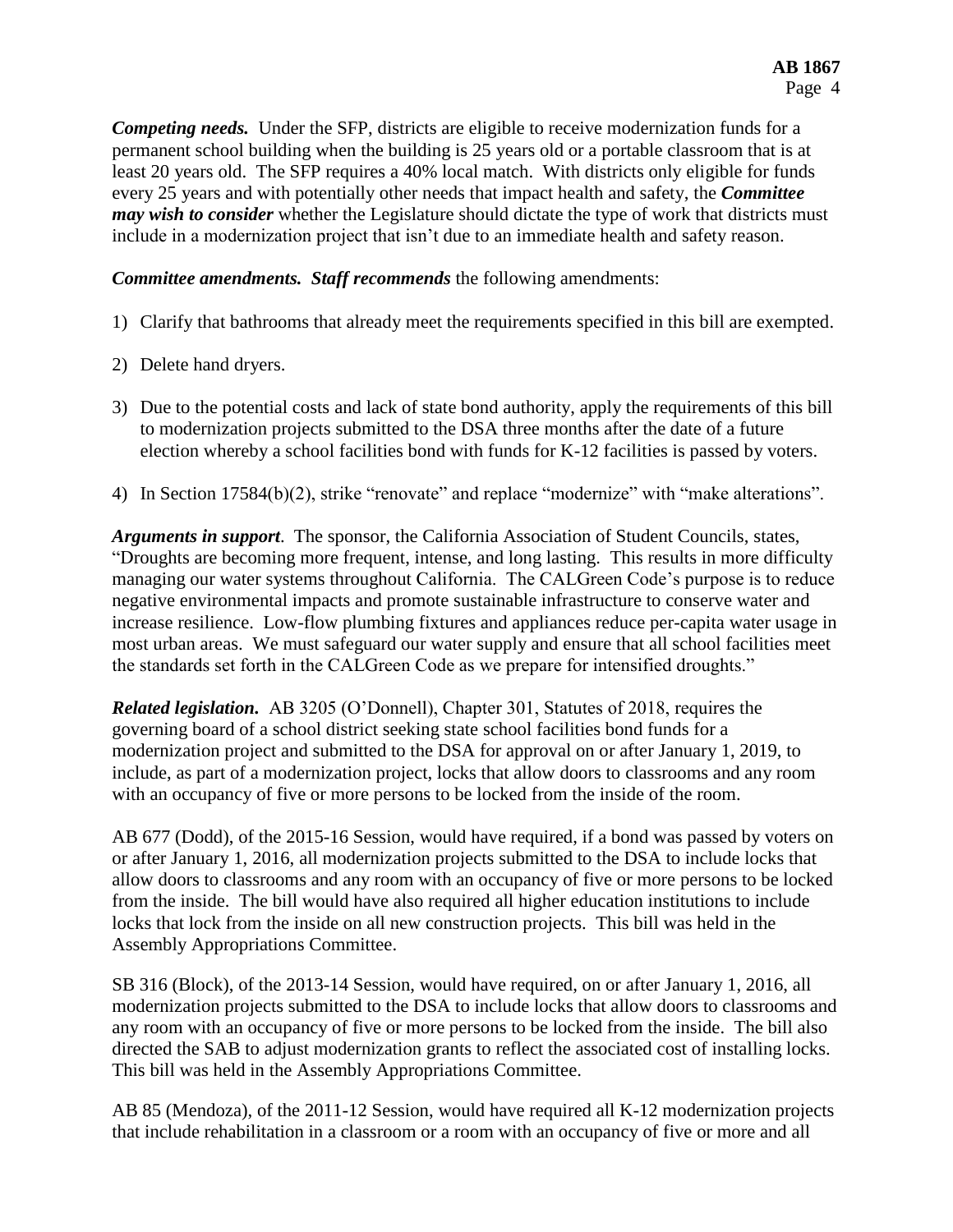***Competing needs.*** Under the SFP, districts are eligible to receive modernization funds for a permanent school building when the building is 25 years old or a portable classroom that is at least 20 years old. The SFP requires a 40% local match. With districts only eligible for funds every 25 years and with potentially other needs that impact health and safety, the ***Committee may wish to consider*** whether the Legislature should dictate the type of work that districts must include in a modernization project that isn't due to an immediate health and safety reason.

***Committee amendments. Staff recommends*** the following amendments:

1) Clarify that bathrooms that already meet the requirements specified in this bill are exempted.

2) Delete hand dryers.

3) Due to the potential costs and lack of state bond authority, apply the requirements of this bill to modernization projects submitted to the DSA three months after the date of a future election whereby a school facilities bond with funds for K-12 facilities is passed by voters.

4) In Section 17584(b)(2), strike "renovate" and replace "modernize" with "make alterations".

***Arguments in support***. The sponsor, the California Association of Student Councils, states, "Droughts are becoming more frequent, intense, and long lasting. This results in more difficulty managing our water systems throughout California. The CALGreen Code's purpose is to reduce negative environmental impacts and promote sustainable infrastructure to conserve water and increase resilience. Low-flow plumbing fixtures and appliances reduce per-capita water usage in most urban areas. We must safeguard our water supply and ensure that all school facilities meet the standards set forth in the CALGreen Code as we prepare for intensified droughts."

***Related legislation.*** AB 3205 (O'Donnell), Chapter 301, Statutes of 2018, requires the governing board of a school district seeking state school facilities bond funds for a modernization project and submitted to the DSA for approval on or after January 1, 2019, to include, as part of a modernization project, locks that allow doors to classrooms and any room with an occupancy of five or more persons to be locked from the inside of the room.

AB 677 (Dodd), of the 2015-16 Session, would have required, if a bond was passed by voters on or after January 1, 2016, all modernization projects submitted to the DSA to include locks that allow doors to classrooms and any room with an occupancy of five or more persons to be locked from the inside. The bill would have also required all higher education institutions to include locks that lock from the inside on all new construction projects. This bill was held in the Assembly Appropriations Committee.

SB 316 (Block), of the 2013-14 Session, would have required, on or after January 1, 2016, all modernization projects submitted to the DSA to include locks that allow doors to classrooms and any room with an occupancy of five or more persons to be locked from the inside. The bill also directed the SAB to adjust modernization grants to reflect the associated cost of installing locks. This bill was held in the Assembly Appropriations Committee.

AB 85 (Mendoza), of the 2011-12 Session, would have required all K-12 modernization projects that include rehabilitation in a classroom or a room with an occupancy of five or more and all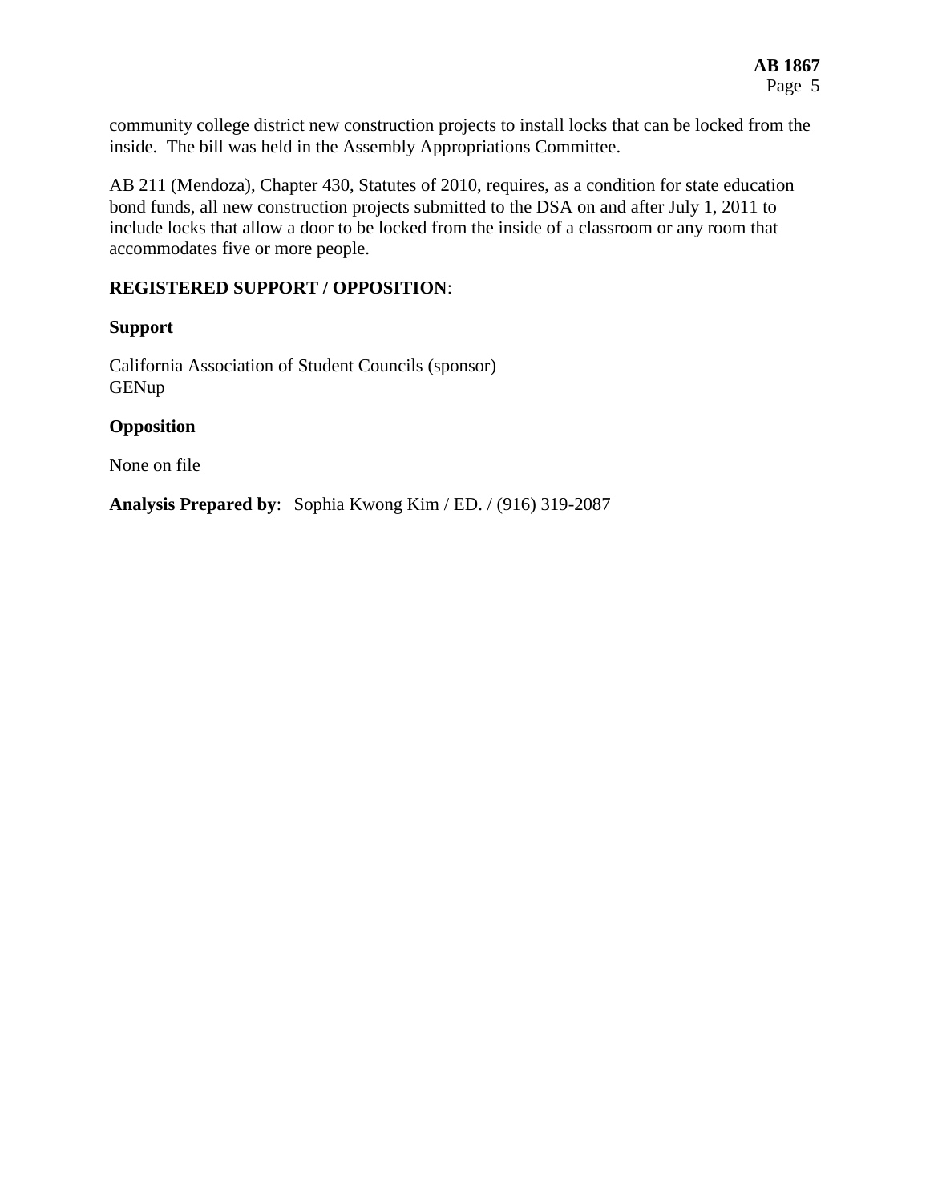community college district new construction projects to install locks that can be locked from the inside. The bill was held in the Assembly Appropriations Committee.

AB 211 (Mendoza), Chapter 430, Statutes of 2010, requires, as a condition for state education bond funds, all new construction projects submitted to the DSA on and after July 1, 2011 to include locks that allow a door to be locked from the inside of a classroom or any room that accommodates five or more people.

**REGISTERED SUPPORT / OPPOSITION**:

**Support**

California Association of Student Councils (sponsor)
GENup

**Opposition**

None on file

**Analysis Prepared by**: Sophia Kwong Kim / ED. / (916) 319-2087